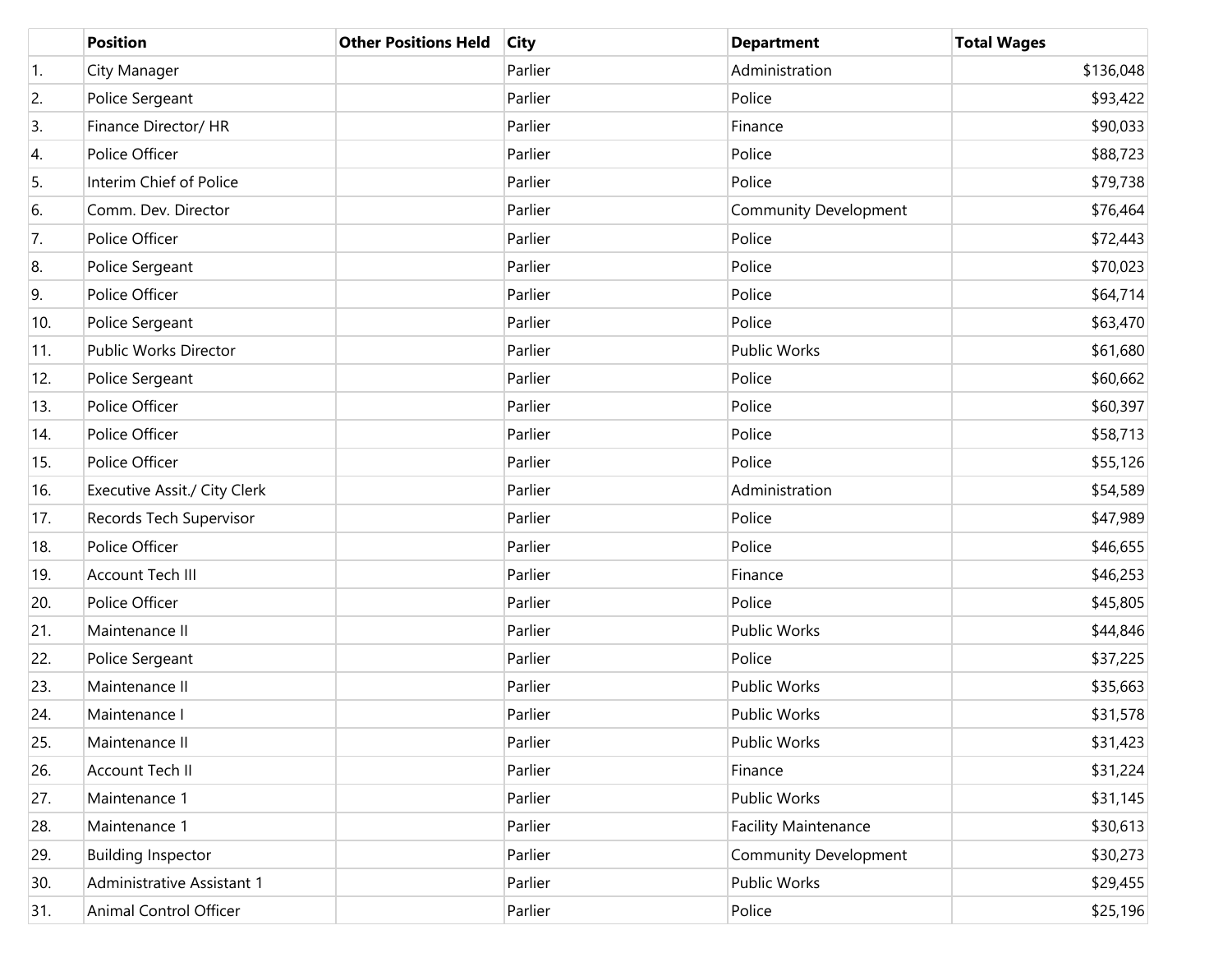| | Position | Other Positions Held | City | Department | Total Wages |
|---|---|---|---|---|---|
| 1. | City Manager | | Parlier | Administration | $136,048 |
| 2. | Police Sergeant | | Parlier | Police | $93,422 |
| 3. | Finance Director/ HR | | Parlier | Finance | $90,033 |
| 4. | Police Officer | | Parlier | Police | $88,723 |
| 5. | Interim Chief of Police | | Parlier | Police | $79,738 |
| 6. | Comm. Dev. Director | | Parlier | Community Development | $76,464 |
| 7. | Police Officer | | Parlier | Police | $72,443 |
| 8. | Police Sergeant | | Parlier | Police | $70,023 |
| 9. | Police Officer | | Parlier | Police | $64,714 |
| 10. | Police Sergeant | | Parlier | Police | $63,470 |
| 11. | Public Works Director | | Parlier | Public Works | $61,680 |
| 12. | Police Sergeant | | Parlier | Police | $60,662 |
| 13. | Police Officer | | Parlier | Police | $60,397 |
| 14. | Police Officer | | Parlier | Police | $58,713 |
| 15. | Police Officer | | Parlier | Police | $55,126 |
| 16. | Executive Assit./ City Clerk | | Parlier | Administration | $54,589 |
| 17. | Records Tech Supervisor | | Parlier | Police | $47,989 |
| 18. | Police Officer | | Parlier | Police | $46,655 |
| 19. | Account Tech III | | Parlier | Finance | $46,253 |
| 20. | Police Officer | | Parlier | Police | $45,805 |
| 21. | Maintenance II | | Parlier | Public Works | $44,846 |
| 22. | Police Sergeant | | Parlier | Police | $37,225 |
| 23. | Maintenance II | | Parlier | Public Works | $35,663 |
| 24. | Maintenance I | | Parlier | Public Works | $31,578 |
| 25. | Maintenance II | | Parlier | Public Works | $31,423 |
| 26. | Account Tech II | | Parlier | Finance | $31,224 |
| 27. | Maintenance 1 | | Parlier | Public Works | $31,145 |
| 28. | Maintenance 1 | | Parlier | Facility Maintenance | $30,613 |
| 29. | Building Inspector | | Parlier | Community Development | $30,273 |
| 30. | Administrative Assistant 1 | | Parlier | Public Works | $29,455 |
| 31. | Animal Control Officer | | Parlier | Police | $25,196 |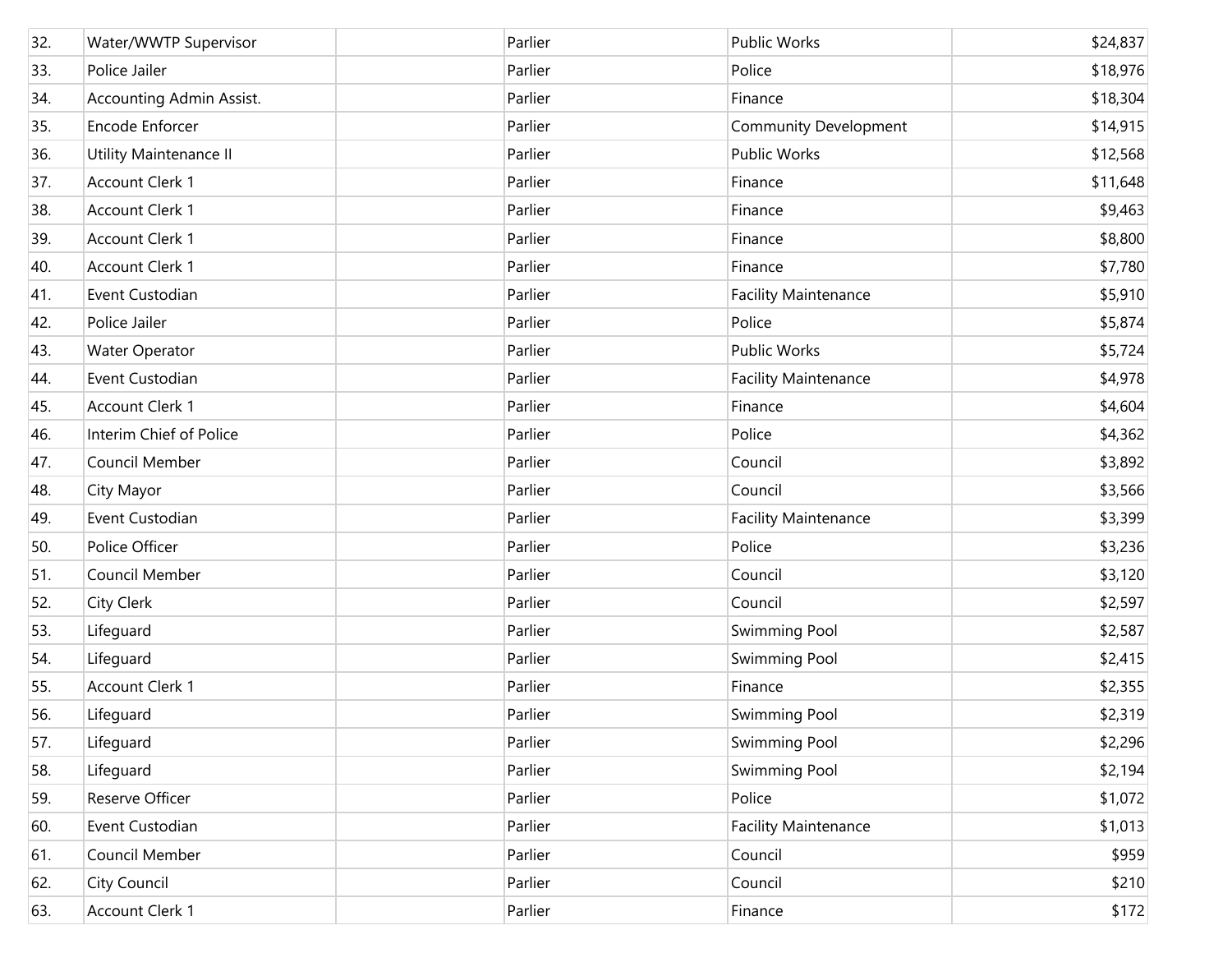| | | | | | |
|---|---|---|---|---|---|
| 32. | Water/WWTP Supervisor | | Parlier | Public Works | $24,837 |
| 33. | Police Jailer | | Parlier | Police | $18,976 |
| 34. | Accounting Admin Assist. | | Parlier | Finance | $18,304 |
| 35. | Encode Enforcer | | Parlier | Community Development | $14,915 |
| 36. | Utility Maintenance II | | Parlier | Public Works | $12,568 |
| 37. | Account Clerk 1 | | Parlier | Finance | $11,648 |
| 38. | Account Clerk 1 | | Parlier | Finance | $9,463 |
| 39. | Account Clerk 1 | | Parlier | Finance | $8,800 |
| 40. | Account Clerk 1 | | Parlier | Finance | $7,780 |
| 41. | Event Custodian | | Parlier | Facility Maintenance | $5,910 |
| 42. | Police Jailer | | Parlier | Police | $5,874 |
| 43. | Water Operator | | Parlier | Public Works | $5,724 |
| 44. | Event Custodian | | Parlier | Facility Maintenance | $4,978 |
| 45. | Account Clerk 1 | | Parlier | Finance | $4,604 |
| 46. | Interim Chief of Police | | Parlier | Police | $4,362 |
| 47. | Council Member | | Parlier | Council | $3,892 |
| 48. | City Mayor | | Parlier | Council | $3,566 |
| 49. | Event Custodian | | Parlier | Facility Maintenance | $3,399 |
| 50. | Police Officer | | Parlier | Police | $3,236 |
| 51. | Council Member | | Parlier | Council | $3,120 |
| 52. | City Clerk | | Parlier | Council | $2,597 |
| 53. | Lifeguard | | Parlier | Swimming Pool | $2,587 |
| 54. | Lifeguard | | Parlier | Swimming Pool | $2,415 |
| 55. | Account Clerk 1 | | Parlier | Finance | $2,355 |
| 56. | Lifeguard | | Parlier | Swimming Pool | $2,319 |
| 57. | Lifeguard | | Parlier | Swimming Pool | $2,296 |
| 58. | Lifeguard | | Parlier | Swimming Pool | $2,194 |
| 59. | Reserve Officer | | Parlier | Police | $1,072 |
| 60. | Event Custodian | | Parlier | Facility Maintenance | $1,013 |
| 61. | Council Member | | Parlier | Council | $959 |
| 62. | City Council | | Parlier | Council | $210 |
| 63. | Account Clerk 1 | | Parlier | Finance | $172 |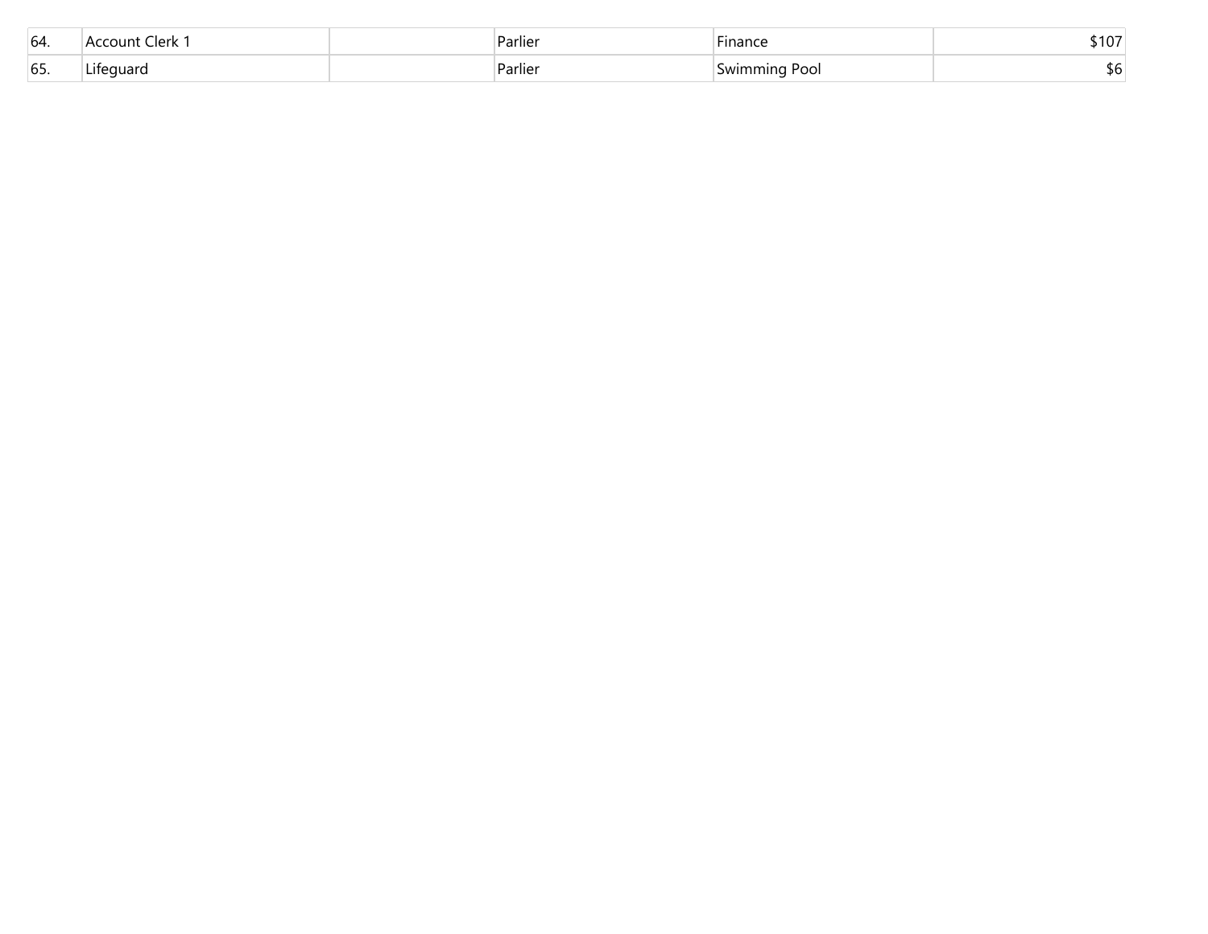| | | | | | |
|---|---|---|---|---|---|
| 64. | Account Clerk 1 | | Parlier | Finance | $107 |
| 65. | Lifeguard | | Parlier | Swimming Pool | $6 |